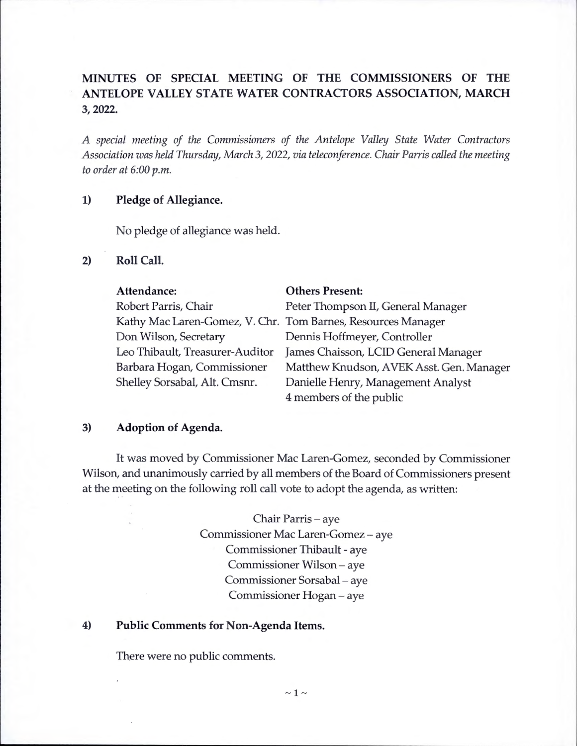# MINUTES OF SPECIAL MEETING OF THE COMMISSIONERS OF THE ANTELOPE VALLEY STATE WATER CONTRACTORS ASSOCIATION, MARCH 3, 2022.

*A special meeting of the Commissioners of the Antelope Valley State Water Contractors Association was held Thursday, March 3, 2022, via teleconference. Chair Parris called the meeting to order at 6:00 p.m.*

## 1) Pledge of Allegiance.

No pledge of allegiance was held.

## 2) Roll Call.

| Attendance: | Others Present: |
|---|---|
| Robert Parris, Chair | Peter Thompson II, General Manager |
| Kathy Mac Laren-Gomez, V. Chr. | Tom Barnes, Resources Manager |
| Don Wilson, Secretary | Dennis Hoffmeyer, Controller |
| Leo Thibault, Treasurer-Auditor | James Chaisson, LCID General Manager |
| Barbara Hogan, Commissioner | Matthew Knudson, AVEK Asst. Gen. Manager |
| Shelley Sorsabal, Alt. Cmsnr. | Danielle Henry, Management Analyst |
| | 4 members of the public |

## 3) Adoption of Agenda.

It was moved by Commissioner Mac Laren-Gomez, seconded by Commissioner Wilson, and unanimously carried by all members of the Board of Commissioners present at the meeting on the following roll call vote to adopt the agenda, as written:

Chair Parris – aye
Commissioner Mac Laren-Gomez – aye
Commissioner Thibault - aye
Commissioner Wilson – aye
Commissioner Sorsabal – aye
Commissioner Hogan – aye

## 4) Public Comments for Non-Agenda Items.

There were no public comments.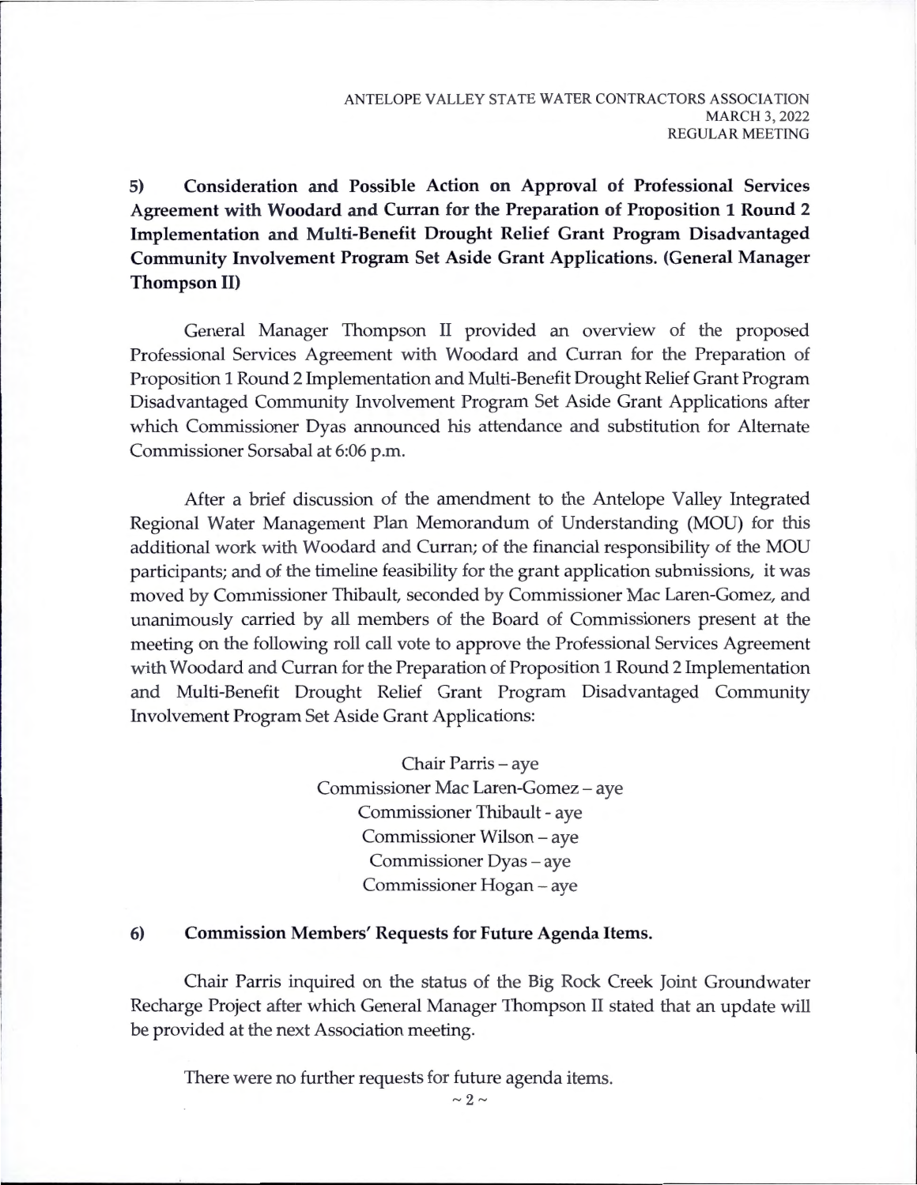**5) Consideration and Possible Action on Approval of Professional Services Agreement with Woodard and Curran for the Preparation of Proposition 1 Round 2 Implementation and Multi-Benefit Drought Relief Grant Program Disadvantaged Community Involvement Program Set Aside Grant Applications. (General Manager Thompson II)**

General Manager Thompson II provided an overview of the proposed Professional Services Agreement with Woodard and Curran for the Preparation of Proposition 1 Round 2 Implementation and Multi-Benefit Drought Relief Grant Program Disadvantaged Community Involvement Program Set Aside Grant Applications after which Commissioner Dyas announced his attendance and substitution for Alternate Commissioner Sorsabal at 6:06 p.m.

After a brief discussion of the amendment to the Antelope Valley Integrated Regional Water Management Plan Memorandum of Understanding (MOU) for this additional work with Woodard and Curran; of the financial responsibility of the MOU participants; and of the timeline feasibility for the grant application submissions, it was moved by Commissioner Thibault, seconded by Commissioner Mac Laren-Gomez, and unanimously carried by all members of the Board of Commissioners present at the meeting on the following roll call vote to approve the Professional Services Agreement with Woodard and Curran for the Preparation of Proposition 1 Round 2 Implementation and Multi-Benefit Drought Relief Grant Program Disadvantaged Community Involvement Program Set Aside Grant Applications:

Chair Parris – aye
Commissioner Mac Laren-Gomez – aye
Commissioner Thibault - aye
Commissioner Wilson – aye
Commissioner Dyas – aye
Commissioner Hogan – aye

**6) Commission Members' Requests for Future Agenda Items.**

Chair Parris inquired on the status of the Big Rock Creek Joint Groundwater Recharge Project after which General Manager Thompson II stated that an update will be provided at the next Association meeting.

There were no further requests for future agenda items.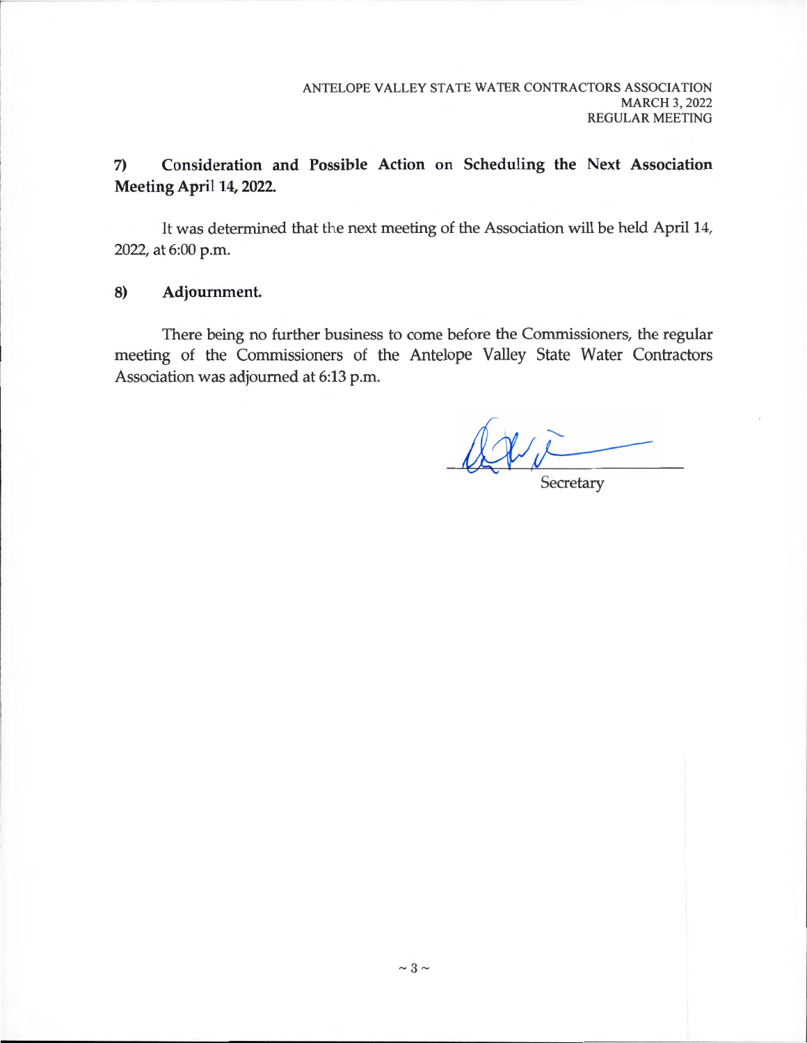**7) Consideration and Possible Action on Scheduling the Next Association Meeting April 14, 2022.**

It was determined that the next meeting of the Association will be held April 14, 2022, at 6:00 p.m.

**8) Adjournment.**

There being no further business to come before the Commissioners, the regular meeting of the Commissioners of the Antelope Valley State Water Contractors Association was adjourned at 6:13 p.m.

Secretary